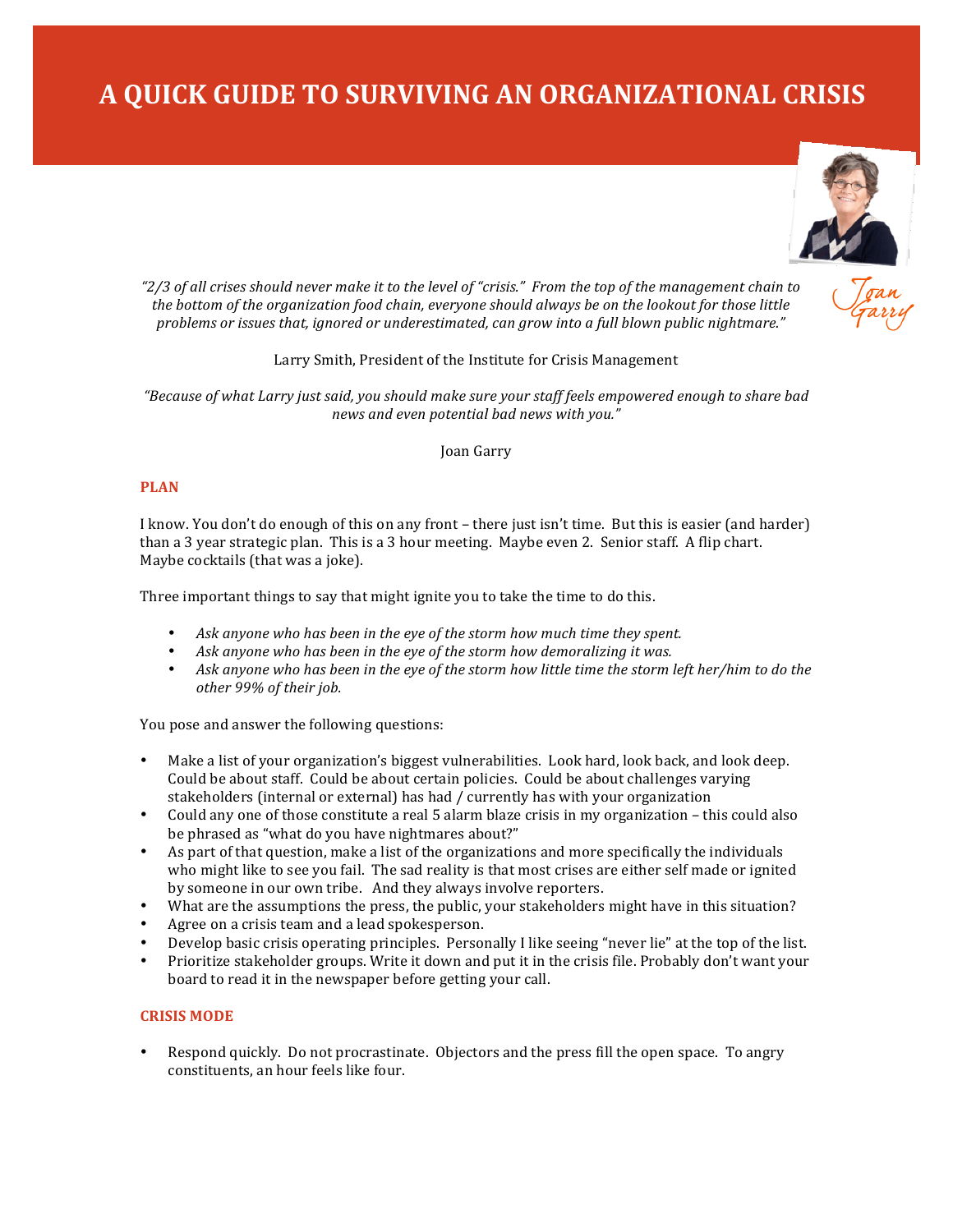# A QUICK GUIDE TO SURVIVING AN ORGANIZATIONAL CRISIS

*"2/3 of all crises should never make it to the level of "crisis." From the top of the management chain to the bottom of the organization food chain, everyone should always be on the lookout for those little problems or issues that, ignored or underestimated, can grow into a full blown public nightmare."*

Larry Smith, President of the Institute for Crisis Management

*"Because of what Larry just said, you should make sure your staff feels empowered enough to share bad news and even potential bad news with you."*

Joan Garry

## PLAN

I know. You don't do enough of this on any front – there just isn't time. But this is easier (and harder) than a 3 year strategic plan. This is a 3 hour meeting. Maybe even 2. Senior staff. A flip chart. Maybe cocktails (that was a joke).

Three important things to say that might ignite you to take the time to do this.

- *Ask anyone who has been in the eye of the storm how much time they spent.*
- *Ask anyone who has been in the eye of the storm how demoralizing it was.*
- *Ask anyone who has been in the eye of the storm how little time the storm left her/him to do the other 99% of their job.*

You pose and answer the following questions:

- Make a list of your organization's biggest vulnerabilities. Look hard, look back, and look deep. Could be about staff. Could be about certain policies. Could be about challenges varying stakeholders (internal or external) has had / currently has with your organization
- Could any one of those constitute a real 5 alarm blaze crisis in my organization – this could also be phrased as "what do you have nightmares about?"
- As part of that question, make a list of the organizations and more specifically the individuals who might like to see you fail. The sad reality is that most crises are either self made or ignited by someone in our own tribe. And they always involve reporters.
- What are the assumptions the press, the public, your stakeholders might have in this situation?
- Agree on a crisis team and a lead spokesperson.
- Develop basic crisis operating principles. Personally I like seeing "never lie" at the top of the list.
- Prioritize stakeholder groups. Write it down and put it in the crisis file. Probably don't want your board to read it in the newspaper before getting your call.

## CRISIS MODE

- Respond quickly. Do not procrastinate. Objectors and the press fill the open space. To angry constituents, an hour feels like four.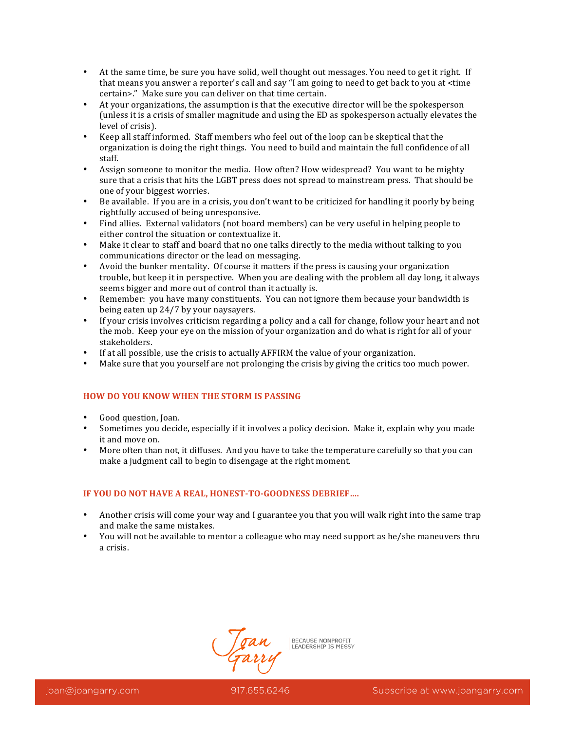- At the same time, be sure you have solid, well thought out messages. You need to get it right. If that means you answer a reporter's call and say "I am going to need to get back to you at <time certain>." Make sure you can deliver on that time certain.
- At your organizations, the assumption is that the executive director will be the spokesperson (unless it is a crisis of smaller magnitude and using the ED as spokesperson actually elevates the level of crisis).
- Keep all staff informed. Staff members who feel out of the loop can be skeptical that the organization is doing the right things. You need to build and maintain the full confidence of all staff.
- Assign someone to monitor the media. How often? How widespread? You want to be mighty sure that a crisis that hits the LGBT press does not spread to mainstream press. That should be one of your biggest worries.
- Be available. If you are in a crisis, you don't want to be criticized for handling it poorly by being rightfully accused of being unresponsive.
- Find allies. External validators (not board members) can be very useful in helping people to either control the situation or contextualize it.
- Make it clear to staff and board that no one talks directly to the media without talking to you communications director or the lead on messaging.
- Avoid the bunker mentality. Of course it matters if the press is causing your organization trouble, but keep it in perspective. When you are dealing with the problem all day long, it always seems bigger and more out of control than it actually is.
- Remember: you have many constituents. You can not ignore them because your bandwidth is being eaten up 24/7 by your naysayers.
- If your crisis involves criticism regarding a policy and a call for change, follow your heart and not the mob. Keep your eye on the mission of your organization and do what is right for all of your stakeholders.
- If at all possible, use the crisis to actually AFFIRM the value of your organization.
- Make sure that you yourself are not prolonging the crisis by giving the critics too much power.

### HOW DO YOU KNOW WHEN THE STORM IS PASSING

- Good question, Joan.
- Sometimes you decide, especially if it involves a policy decision. Make it, explain why you made it and move on.
- More often than not, it diffuses. And you have to take the temperature carefully so that you can make a judgment call to begin to disengage at the right moment.

### IF YOU DO NOT HAVE A REAL, HONEST-TO-GOODNESS DEBRIEF….

- Another crisis will come your way and I guarantee you that you will walk right into the same trap and make the same mistakes.
- You will not be available to mentor a colleague who may need support as he/she maneuvers thru a crisis.

Joan Garry | BECAUSE NONPROFIT LEADERSHIP IS MESSY

joan@joangarry.com 917.655.6246 Subscribe at www.joangarry.com